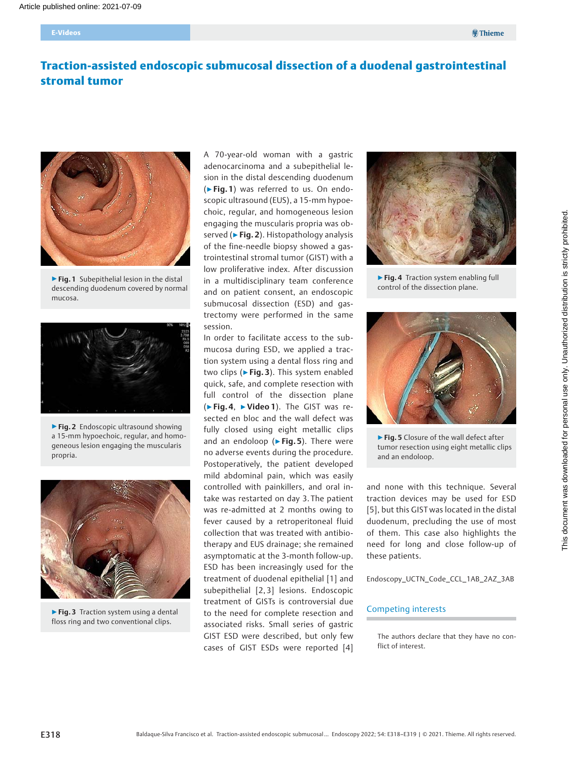# Traction-assisted endoscopic submucosal dissection of a duodenal gastrointestinal stromal tumor

▶ **Fig. 1** Subepithelial lesion in the distal descending duodenum covered by normal mucosa.

▶ **Fig. 2** Endoscopic ultrasound showing a 15-mm hypoechoic, regular, and homogeneous lesion engaging the muscularis propria.

▶ **Fig. 3** Traction system using a dental floss ring and two conventional clips.

A 70-year-old woman with a gastric adenocarcinoma and a subepithelial lesion in the distal descending duodenum (▶ **Fig. 1**) was referred to us. On endoscopic ultrasound (EUS), a 15-mm hypoechoic, regular, and homogeneous lesion engaging the muscularis propria was observed (▶ **Fig. 2**). Histopathology analysis of the fine-needle biopsy showed a gastrointestinal stromal tumor (GIST) with a low proliferative index. After discussion in a multidisciplinary team conference and on patient consent, an endoscopic submucosal dissection (ESD) and gastrectomy were performed in the same session.

In order to facilitate access to the submucosa during ESD, we applied a traction system using a dental floss ring and two clips (▶ **Fig. 3**). This system enabled quick, safe, and complete resection with full control of the dissection plane (▶ **Fig. 4**, ▶ **Video 1**). The GIST was resected en bloc and the wall defect was fully closed using eight metallic clips and an endoloop (▶ **Fig. 5**). There were no adverse events during the procedure. Postoperatively, the patient developed mild abdominal pain, which was easily controlled with painkillers, and oral intake was restarted on day 3. The patient was re-admitted at 2 months owing to fever caused by a retroperitoneal fluid collection that was treated with antibiotherapy and EUS drainage; she remained asymptomatic at the 3-month follow-up.

ESD has been increasingly used for the treatment of duodenal epithelial [1] and subepithelial [2, 3] lesions. Endoscopic treatment of GISTs is controversial due to the need for complete resection and associated risks. Small series of gastric GIST ESD were described, but only few cases of GIST ESDs were reported [4] and none with this technique. Several traction devices may be used for ESD [5], but this GIST was located in the distal duodenum, precluding the use of most of them. This case also highlights the need for long and close follow-up of these patients.

▶ **Fig. 4** Traction system enabling full control of the dissection plane.

▶ **Fig. 5** Closure of the wall defect after tumor resection using eight metallic clips and an endoloop.

Endoscopy_UCTN_Code_CCL_1AB_2AZ_3AB

## Competing interests

The authors declare that they have no conflict of interest.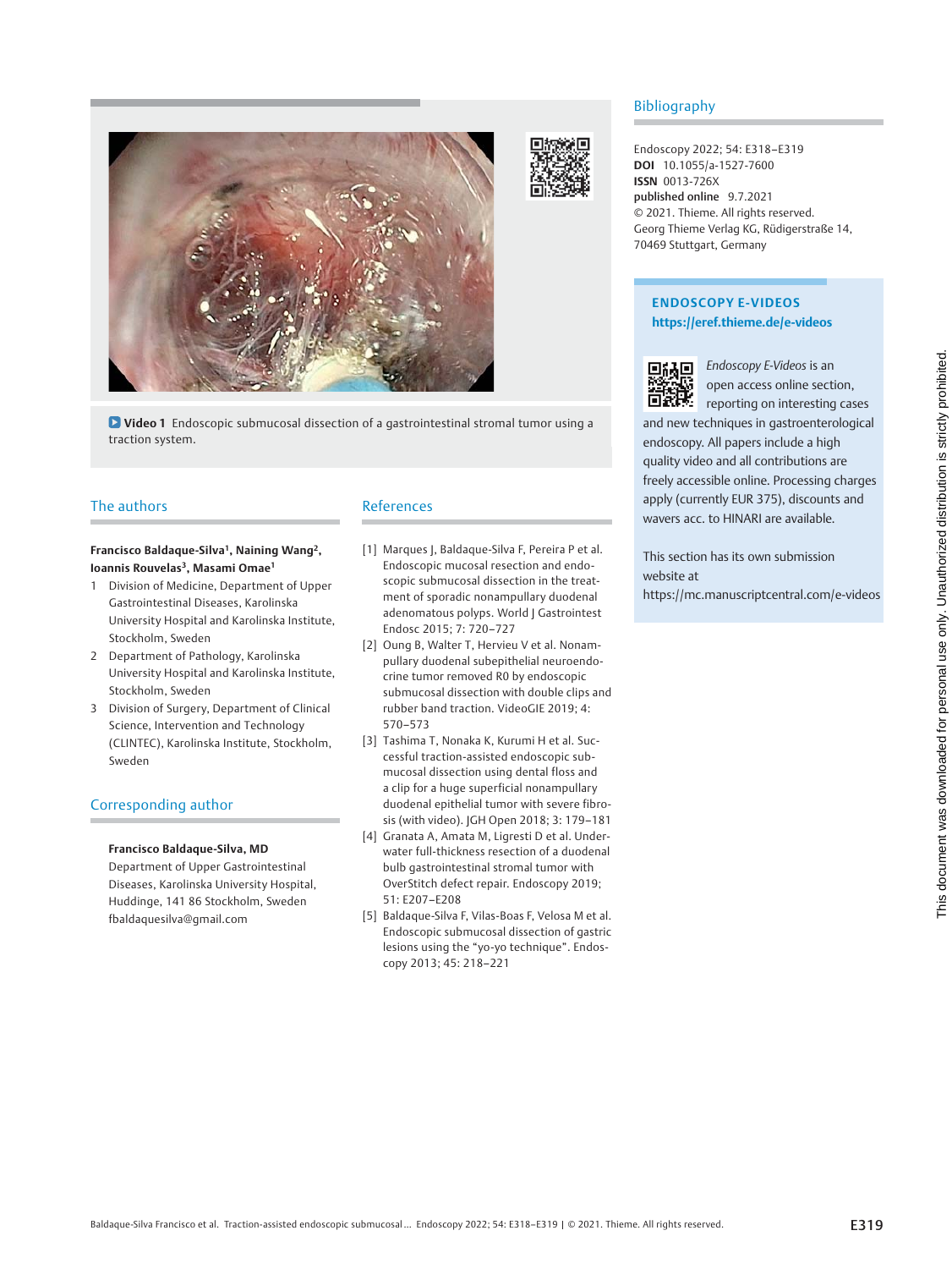**Video 1** Endoscopic submucosal dissection of a gastrointestinal stromal tumor using a traction system.

## The authors

**Francisco Baldaque-Silva[1], Naining Wang[2], Ioannis Rouvelas[3], Masami Omae[1]**

1. Division of Medicine, Department of Upper Gastrointestinal Diseases, Karolinska University Hospital and Karolinska Institute, Stockholm, Sweden
2. Department of Pathology, Karolinska University Hospital and Karolinska Institute, Stockholm, Sweden
3. Division of Surgery, Department of Clinical Science, Intervention and Technology (CLINTEC), Karolinska Institute, Stockholm, Sweden

## Corresponding author

**Francisco Baldaque-Silva, MD**
Department of Upper Gastrointestinal Diseases, Karolinska University Hospital, Huddinge, 141 86 Stockholm, Sweden
fbaldaquesilva@gmail.com

## References

[1] Marques J, Baldaque-Silva F, Pereira P et al. Endoscopic mucosal resection and endoscopic submucosal dissection in the treatment of sporadic nonampullary duodenal adenomatous polyps. World J Gastrointest Endosc 2015; 7: 720–727

[2] Oung B, Walter T, Hervieu V et al. Nonampullary duodenal subepithelial neuroendocrine tumor removed R0 by endoscopic submucosal dissection with double clips and rubber band traction. VideoGIE 2019; 4: 570–573

[3] Tashima T, Nonaka K, Kurumi H et al. Successful traction-assisted endoscopic submucosal dissection using dental floss and a clip for a huge superficial nonampullary duodenal epithelial tumor with severe fibrosis (with video). JGH Open 2018; 3: 179–181

[4] Granata A, Amata M, Ligresti D et al. Underwater full-thickness resection of a duodenal bulb gastrointestinal stromal tumor with OverStitch defect repair. Endoscopy 2019; 51: E207–E208

[5] Baldaque-Silva F, Vilas-Boas F, Velosa M et al. Endoscopic submucosal dissection of gastric lesions using the "yo-yo technique". Endoscopy 2013; 45: 218–221

## Bibliography

Endoscopy 2022; 54: E318–E319
**DOI** 10.1055/a-1527-7600
**ISSN** 0013-726X
**published online** 9.7.2021
© 2021. Thieme. All rights reserved.
Georg Thieme Verlag KG, Rüdigerstraße 14, 70469 Stuttgart, Germany

**ENDOSCOPY E-VIDEOS**
**https://eref.thieme.de/e-videos**

*Endoscopy E-Videos* is an open access online section, reporting on interesting cases and new techniques in gastroenterological endoscopy. All papers include a high quality video and all contributions are freely accessible online. Processing charges apply (currently EUR 375), discounts and wavers acc. to HINARI are available.

This section has its own submission website at https://mc.manuscriptcentral.com/e-videos

This document was downloaded for personal use only. Unauthorized distribution is strictly prohibited.